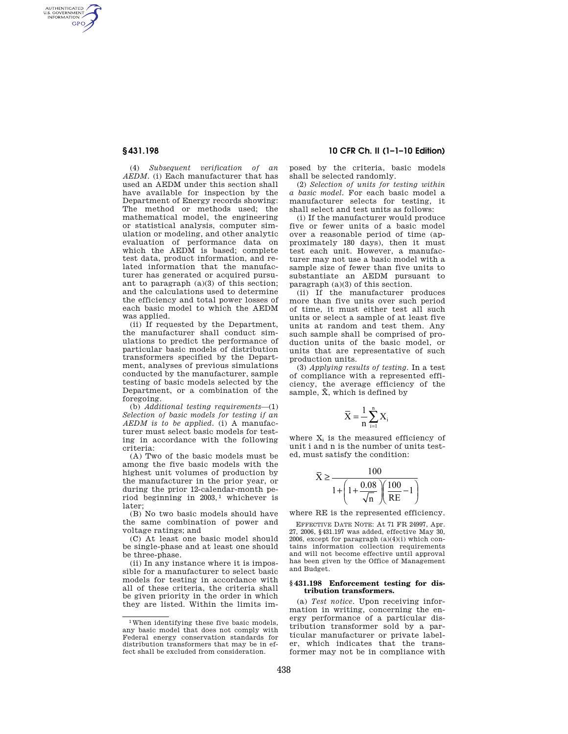(4) *Subsequent verification of an AEDM.* (i) Each manufacturer that has used an AEDM under this section shall have available for inspection by the Department of Energy records showing: The method or methods used; the mathematical model, the engineering or statistical analysis, computer simulation or modeling, and other analytic evaluation of performance data on which the AEDM is based; complete test data, product information, and related information that the manufacturer has generated or acquired pursuant to paragraph (a)(3) of this section; and the calculations used to determine the efficiency and total power losses of each basic model to which the AEDM was applied.

(ii) If requested by the Department, the manufacturer shall conduct simulations to predict the performance of particular basic models of distribution transformers specified by the Department, analyses of previous simulations conducted by the manufacturer, sample testing of basic models selected by the Department, or a combination of the foregoing.

(b) *Additional testing requirements*—(1) *Selection of basic models for testing if an AEDM is to be applied.* (i) A manufacturer must select basic models for testing in accordance with the following criteria:

(A) Two of the basic models must be among the five basic models with the highest unit volumes of production by the manufacturer in the prior year, or during the prior 12-calendar-month period beginning in 2003,[1] whichever is later;

(B) No two basic models should have the same combination of power and voltage ratings; and

(C) At least one basic model should be single-phase and at least one should be three-phase.

(ii) In any instance where it is impossible for a manufacturer to select basic models for testing in accordance with all of these criteria, the criteria shall be given priority in the order in which they are listed. Within the limits imposed by the criteria, basic models shall be selected randomly.

(2) *Selection of units for testing within a basic model.* For each basic model a manufacturer selects for testing, it shall select and test units as follows:

(i) If the manufacturer would produce five or fewer units of a basic model over a reasonable period of time (approximately 180 days), then it must test each unit. However, a manufacturer may not use a basic model with a sample size of fewer than five units to substantiate an AEDM pursuant to paragraph (a)(3) of this section.

(ii) If the manufacturer produces more than five units over such period of time, it must either test all such units or select a sample of at least five units at random and test them. Any such sample shall be comprised of production units of the basic model, or units that are representative of such production units.

(3) *Applying results of testing.* In a test of compliance with a represented efficiency, the average efficiency of the sample, $\bar{X}$, which is defined by

$$\bar{X} = \frac{1}{n}\sum_{i=1}^{n} X_i$$

where $X_i$ is the measured efficiency of unit i and n is the number of units tested, must satisfy the condition:

$$\bar{X} \geq \frac{100}{1 + \left(1 + \frac{0.08}{\sqrt{n}}\right)\left(\frac{100}{RE} - 1\right)}$$

where RE is the represented efficiency.

EFFECTIVE DATE NOTE: At 71 FR 24997, Apr. 27, 2006, §431.197 was added, effective May 30, 2006, except for paragraph (a)(4)(i) which contains information collection requirements and will not become effective until approval has been given by the Office of Management and Budget.

### §431.198 Enforcement testing for distribution transformers.

(a) *Test notice.* Upon receiving information in writing, concerning the energy performance of a particular distribution transformer sold by a particular manufacturer or private labeler, which indicates that the transformer may not be in compliance with

---

[1] When identifying these five basic models, any basic model that does not comply with Federal energy conservation standards for distribution transformers that may be in effect shall be excluded from consideration.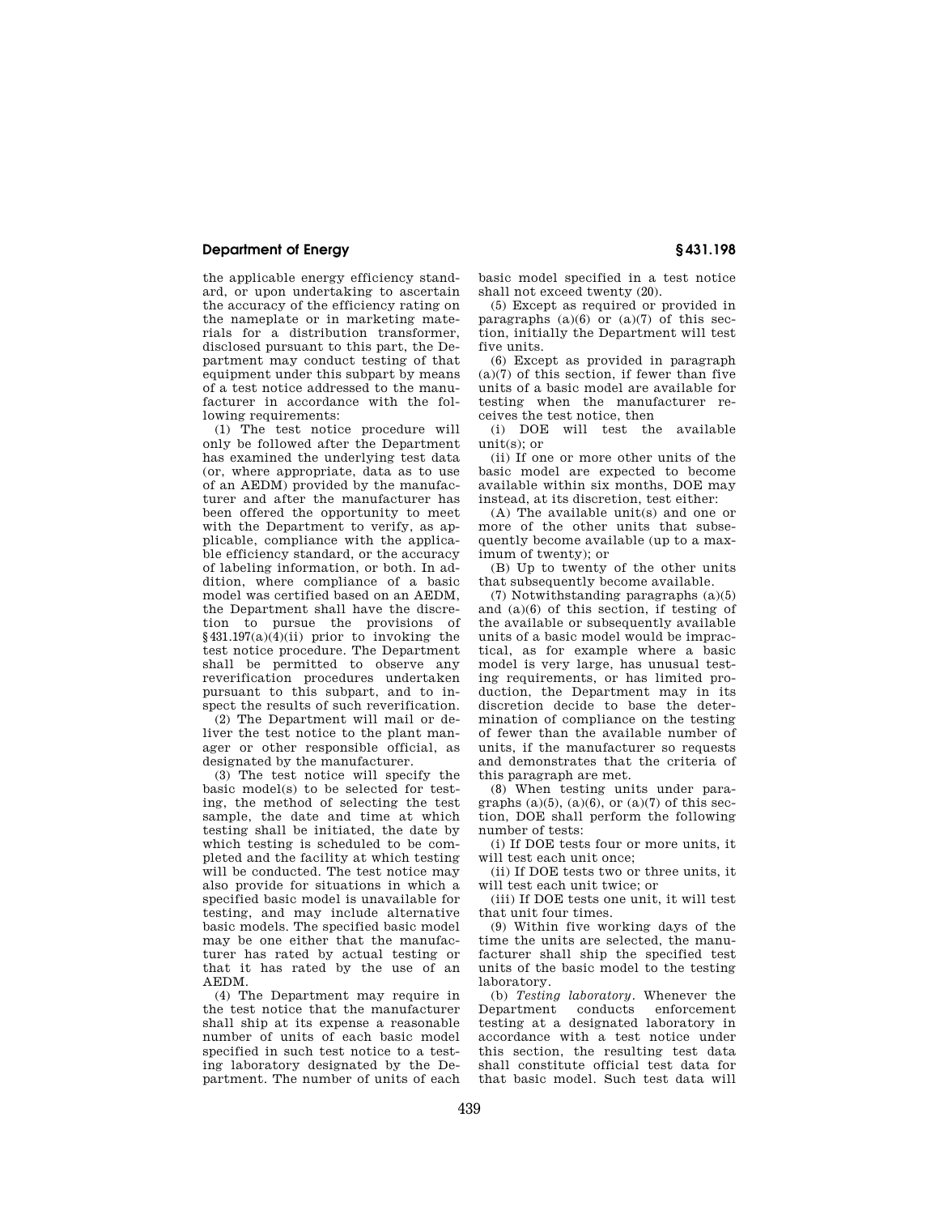the applicable energy efficiency standard, or upon undertaking to ascertain the accuracy of the efficiency rating on the nameplate or in marketing materials for a distribution transformer, disclosed pursuant to this part, the Department may conduct testing of that equipment under this subpart by means of a test notice addressed to the manufacturer in accordance with the following requirements:

(1) The test notice procedure will only be followed after the Department has examined the underlying test data (or, where appropriate, data as to use of an AEDM) provided by the manufacturer and after the manufacturer has been offered the opportunity to meet with the Department to verify, as applicable, compliance with the applicable efficiency standard, or the accuracy of labeling information, or both. In addition, where compliance of a basic model was certified based on an AEDM, the Department shall have the discretion to pursue the provisions of §431.197(a)(4)(ii) prior to invoking the test notice procedure. The Department shall be permitted to observe any reverification procedures undertaken pursuant to this subpart, and to inspect the results of such reverification.

(2) The Department will mail or deliver the test notice to the plant manager or other responsible official, as designated by the manufacturer.

(3) The test notice will specify the basic model(s) to be selected for testing, the method of selecting the test sample, the date and time at which testing shall be initiated, the date by which testing is scheduled to be completed and the facility at which testing will be conducted. The test notice may also provide for situations in which a specified basic model is unavailable for testing, and may include alternative basic models. The specified basic model may be one either that the manufacturer has rated by actual testing or that it has rated by the use of an AEDM.

(4) The Department may require in the test notice that the manufacturer shall ship at its expense a reasonable number of units of each basic model specified in such test notice to a testing laboratory designated by the Department. The number of units of each basic model specified in a test notice shall not exceed twenty (20).

(5) Except as required or provided in paragraphs (a)(6) or (a)(7) of this section, initially the Department will test five units.

(6) Except as provided in paragraph (a)(7) of this section, if fewer than five units of a basic model are available for testing when the manufacturer receives the test notice, then

(i) DOE will test the available unit(s); or

(ii) If one or more other units of the basic model are expected to become available within six months, DOE may instead, at its discretion, test either:

(A) The available unit(s) and one or more of the other units that subsequently become available (up to a maximum of twenty); or

(B) Up to twenty of the other units that subsequently become available.

(7) Notwithstanding paragraphs (a)(5) and (a)(6) of this section, if testing of the available or subsequently available units of a basic model would be impractical, as for example where a basic model is very large, has unusual testing requirements, or has limited production, the Department may in its discretion decide to base the determination of compliance on the testing of fewer than the available number of units, if the manufacturer so requests and demonstrates that the criteria of this paragraph are met.

(8) When testing units under paragraphs (a)(5), (a)(6), or (a)(7) of this section, DOE shall perform the following number of tests:

(i) If DOE tests four or more units, it will test each unit once;

(ii) If DOE tests two or three units, it will test each unit twice; or

(iii) If DOE tests one unit, it will test that unit four times.

(9) Within five working days of the time the units are selected, the manufacturer shall ship the specified test units of the basic model to the testing laboratory.

(b) *Testing laboratory*. Whenever the Department conducts enforcement testing at a designated laboratory in accordance with a test notice under this section, the resulting test data shall constitute official test data for that basic model. Such test data will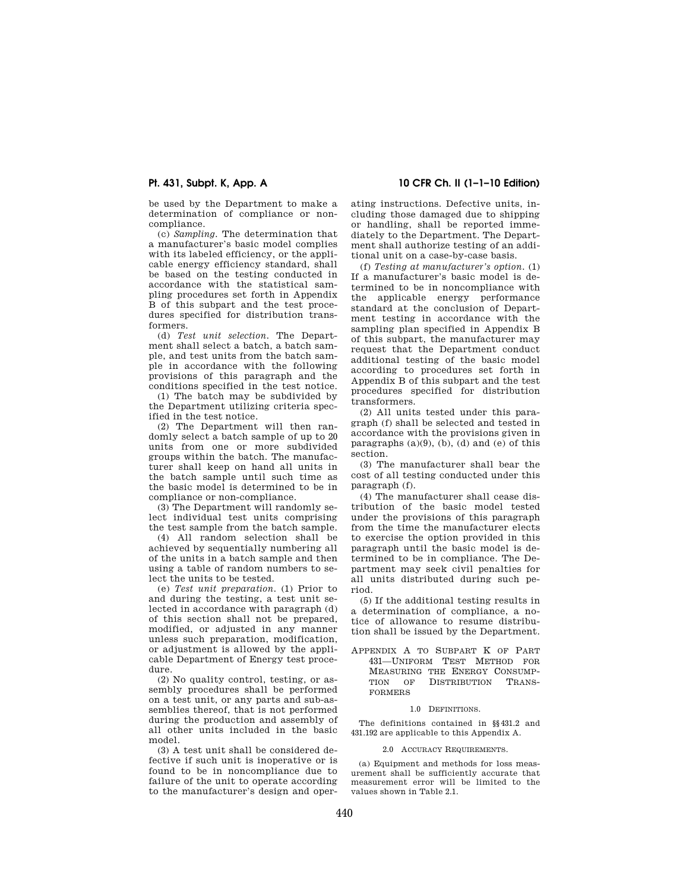be used by the Department to make a determination of compliance or non-compliance.

(c) *Sampling.* The determination that a manufacturer's basic model complies with its labeled efficiency, or the applicable energy efficiency standard, shall be based on the testing conducted in accordance with the statistical sampling procedures set forth in Appendix B of this subpart and the test procedures specified for distribution transformers.

(d) *Test unit selection.* The Department shall select a batch, a batch sample, and test units from the batch sample in accordance with the following provisions of this paragraph and the conditions specified in the test notice.

(1) The batch may be subdivided by the Department utilizing criteria specified in the test notice.

(2) The Department will then randomly select a batch sample of up to 20 units from one or more subdivided groups within the batch. The manufacturer shall keep on hand all units in the batch sample until such time as the basic model is determined to be in compliance or non-compliance.

(3) The Department will randomly select individual test units comprising the test sample from the batch sample.

(4) All random selection shall be achieved by sequentially numbering all of the units in a batch sample and then using a table of random numbers to select the units to be tested.

(e) *Test unit preparation.* (1) Prior to and during the testing, a test unit selected in accordance with paragraph (d) of this section shall not be prepared, modified, or adjusted in any manner unless such preparation, modification, or adjustment is allowed by the applicable Department of Energy test procedure.

(2) No quality control, testing, or assembly procedures shall be performed on a test unit, or any parts and sub-assemblies thereof, that is not performed during the production and assembly of all other units included in the basic model.

(3) A test unit shall be considered defective if such unit is inoperative or is found to be in noncompliance due to failure of the unit to operate according to the manufacturer's design and operating instructions. Defective units, including those damaged due to shipping or handling, shall be reported immediately to the Department. The Department shall authorize testing of an additional unit on a case-by-case basis.

(f) *Testing at manufacturer's option.* (1) If a manufacturer's basic model is determined to be in noncompliance with the applicable energy performance standard at the conclusion of Department testing in accordance with the sampling plan specified in Appendix B of this subpart, the manufacturer may request that the Department conduct additional testing of the basic model according to procedures set forth in Appendix B of this subpart and the test procedures specified for distribution transformers.

(2) All units tested under this paragraph (f) shall be selected and tested in accordance with the provisions given in paragraphs (a)(9), (b), (d) and (e) of this section.

(3) The manufacturer shall bear the cost of all testing conducted under this paragraph (f).

(4) The manufacturer shall cease distribution of the basic model tested under the provisions of this paragraph from the time the manufacturer elects to exercise the option provided in this paragraph until the basic model is determined to be in compliance. The Department may seek civil penalties for all units distributed during such period.

(5) If the additional testing results in a determination of compliance, a notice of allowance to resume distribution shall be issued by the Department.

## APPENDIX A TO SUBPART K OF PART 431—UNIFORM TEST METHOD FOR MEASURING THE ENERGY CONSUMPTION OF DISTRIBUTION TRANSFORMERS

### 1.0 DEFINITIONS.

The definitions contained in §§431.2 and 431.192 are applicable to this Appendix A.

### 2.0 ACCURACY REQUIREMENTS.

(a) Equipment and methods for loss measurement shall be sufficiently accurate that measurement error will be limited to the values shown in Table 2.1.